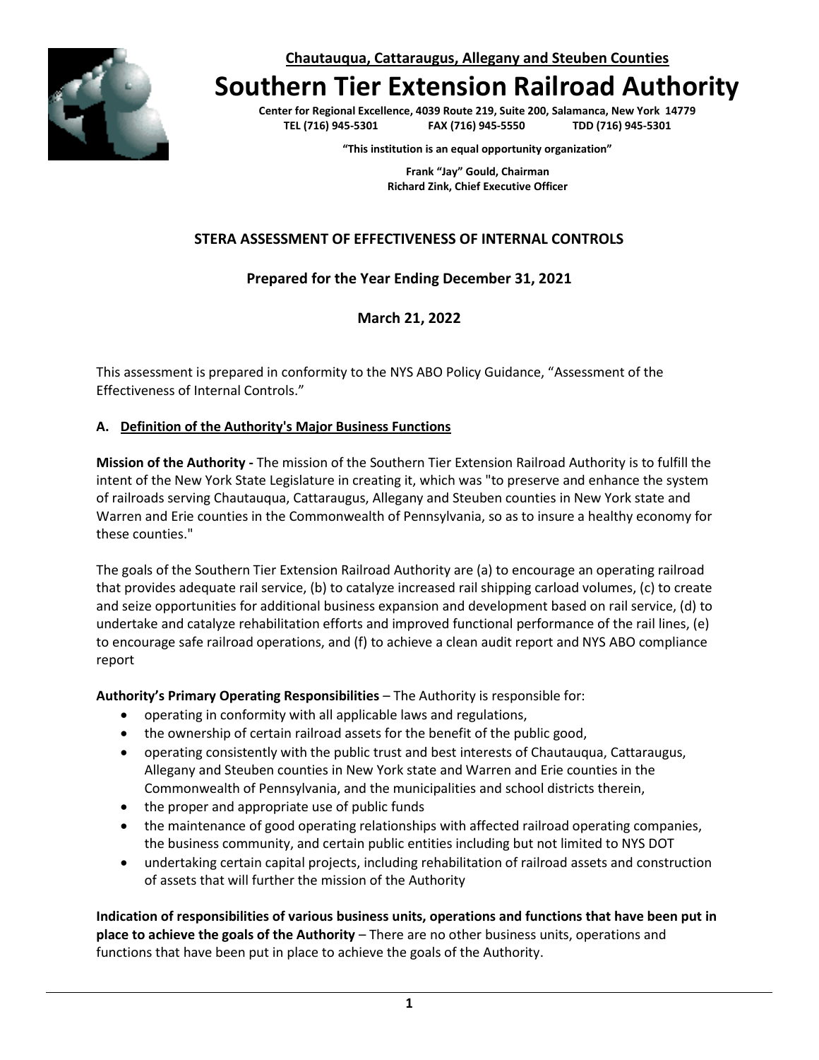**Chautauqua, Cattaraugus, Allegany and Steuben Counties**

# Southern Tier Extension Railroad Authority

**Center for Regional Excellence, 4039 Route 219, Suite 200, Salamanca, New York 14779**
**TEL (716) 945-5301 FAX (716) 945-5550 TDD (716) 945-5301**

**"This institution is an equal opportunity organization"**

**Frank "Jay" Gould, Chairman**
**Richard Zink, Chief Executive Officer**

## STERA ASSESSMENT OF EFFECTIVENESS OF INTERNAL CONTROLS

### Prepared for the Year Ending December 31, 2021

### March 21, 2022

This assessment is prepared in conformity to the NYS ABO Policy Guidance, "Assessment of the Effectiveness of Internal Controls."

### A. Definition of the Authority's Major Business Functions

**Mission of the Authority -** The mission of the Southern Tier Extension Railroad Authority is to fulfill the intent of the New York State Legislature in creating it, which was "to preserve and enhance the system of railroads serving Chautauqua, Cattaraugus, Allegany and Steuben counties in New York state and Warren and Erie counties in the Commonwealth of Pennsylvania, so as to insure a healthy economy for these counties."

The goals of the Southern Tier Extension Railroad Authority are (a) to encourage an operating railroad that provides adequate rail service, (b) to catalyze increased rail shipping carload volumes, (c) to create and seize opportunities for additional business expansion and development based on rail service, (d) to undertake and catalyze rehabilitation efforts and improved functional performance of the rail lines, (e) to encourage safe railroad operations, and (f) to achieve a clean audit report and NYS ABO compliance report

**Authority's Primary Operating Responsibilities** – The Authority is responsible for:

- operating in conformity with all applicable laws and regulations,
- the ownership of certain railroad assets for the benefit of the public good,
- operating consistently with the public trust and best interests of Chautauqua, Cattaraugus, Allegany and Steuben counties in New York state and Warren and Erie counties in the Commonwealth of Pennsylvania, and the municipalities and school districts therein,
- the proper and appropriate use of public funds
- the maintenance of good operating relationships with affected railroad operating companies, the business community, and certain public entities including but not limited to NYS DOT
- undertaking certain capital projects, including rehabilitation of railroad assets and construction of assets that will further the mission of the Authority

**Indication of responsibilities of various business units, operations and functions that have been put in place to achieve the goals of the Authority** – There are no other business units, operations and functions that have been put in place to achieve the goals of the Authority.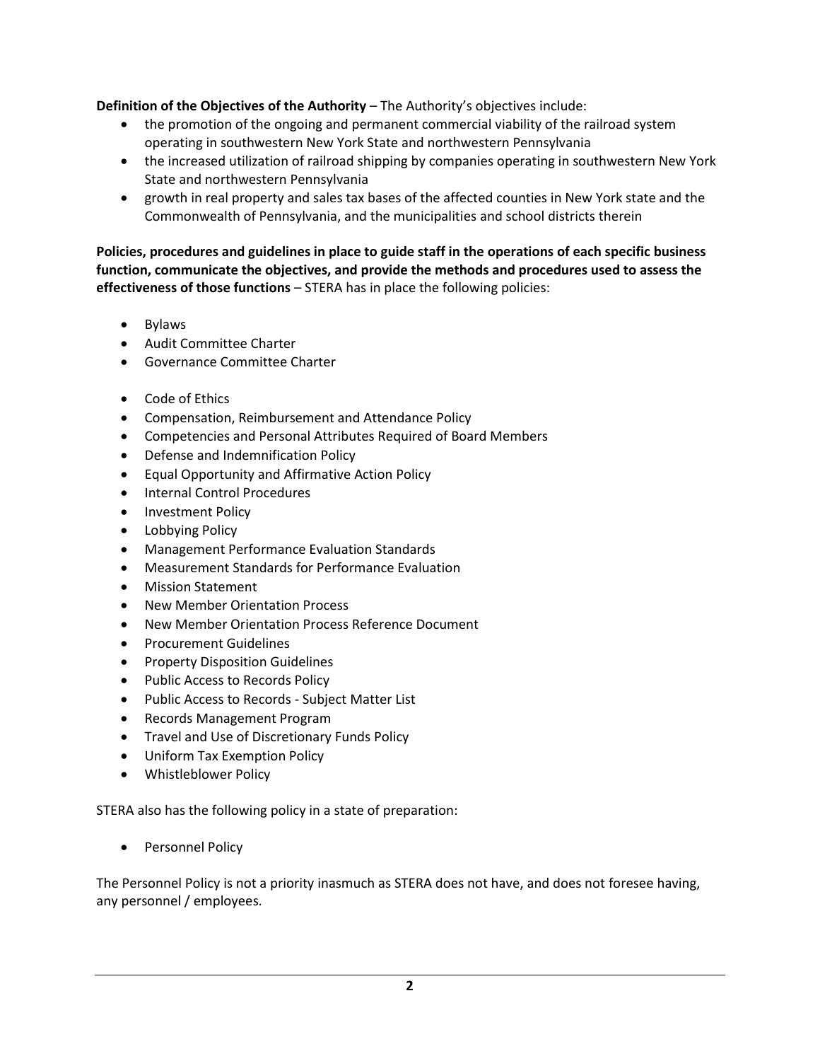**Definition of the Objectives of the Authority** – The Authority's objectives include:

- the promotion of the ongoing and permanent commercial viability of the railroad system operating in southwestern New York State and northwestern Pennsylvania
- the increased utilization of railroad shipping by companies operating in southwestern New York State and northwestern Pennsylvania
- growth in real property and sales tax bases of the affected counties in New York state and the Commonwealth of Pennsylvania, and the municipalities and school districts therein

**Policies, procedures and guidelines in place to guide staff in the operations of each specific business function, communicate the objectives, and provide the methods and procedures used to assess the effectiveness of those functions** – STERA has in place the following policies:

- Bylaws
- Audit Committee Charter
- Governance Committee Charter

- Code of Ethics
- Compensation, Reimbursement and Attendance Policy
- Competencies and Personal Attributes Required of Board Members
- Defense and Indemnification Policy
- Equal Opportunity and Affirmative Action Policy
- Internal Control Procedures
- Investment Policy
- Lobbying Policy
- Management Performance Evaluation Standards
- Measurement Standards for Performance Evaluation
- Mission Statement
- New Member Orientation Process
- New Member Orientation Process Reference Document
- Procurement Guidelines
- Property Disposition Guidelines
- Public Access to Records Policy
- Public Access to Records - Subject Matter List
- Records Management Program
- Travel and Use of Discretionary Funds Policy
- Uniform Tax Exemption Policy
- Whistleblower Policy

STERA also has the following policy in a state of preparation:

- Personnel Policy

The Personnel Policy is not a priority inasmuch as STERA does not have, and does not foresee having, any personnel / employees.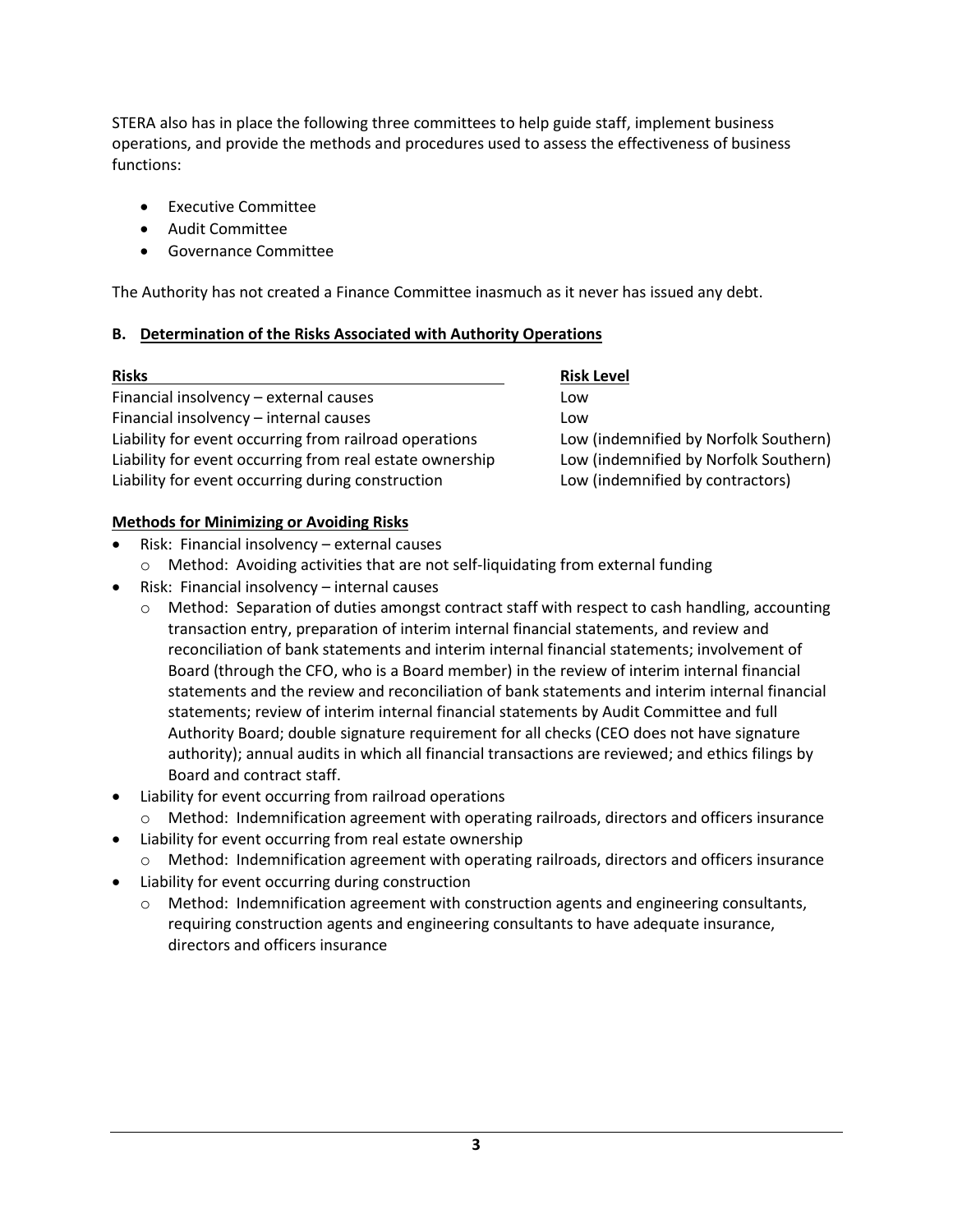STERA also has in place the following three committees to help guide staff, implement business operations, and provide the methods and procedures used to assess the effectiveness of business functions:

- Executive Committee
- Audit Committee
- Governance Committee

The Authority has not created a Finance Committee inasmuch as it never has issued any debt.

### B. Determination of the Risks Associated with Authority Operations

| Risks | Risk Level |
|---|---|
| Financial insolvency – external causes | Low |
| Financial insolvency – internal causes | Low |
| Liability for event occurring from railroad operations | Low (indemnified by Norfolk Southern) |
| Liability for event occurring from real estate ownership | Low (indemnified by Norfolk Southern) |
| Liability for event occurring during construction | Low (indemnified by contractors) |

**Methods for Minimizing or Avoiding Risks**

- Risk: Financial insolvency – external causes
  - Method: Avoiding activities that are not self-liquidating from external funding
- Risk: Financial insolvency – internal causes
  - Method: Separation of duties amongst contract staff with respect to cash handling, accounting transaction entry, preparation of interim internal financial statements, and review and reconciliation of bank statements and interim internal financial statements; involvement of Board (through the CFO, who is a Board member) in the review of interim internal financial statements and the review and reconciliation of bank statements and interim internal financial statements; review of interim internal financial statements by Audit Committee and full Authority Board; double signature requirement for all checks (CEO does not have signature authority); annual audits in which all financial transactions are reviewed; and ethics filings by Board and contract staff.
- Liability for event occurring from railroad operations
  - Method: Indemnification agreement with operating railroads, directors and officers insurance
- Liability for event occurring from real estate ownership
  - Method: Indemnification agreement with operating railroads, directors and officers insurance
- Liability for event occurring during construction
  - Method: Indemnification agreement with construction agents and engineering consultants, requiring construction agents and engineering consultants to have adequate insurance, directors and officers insurance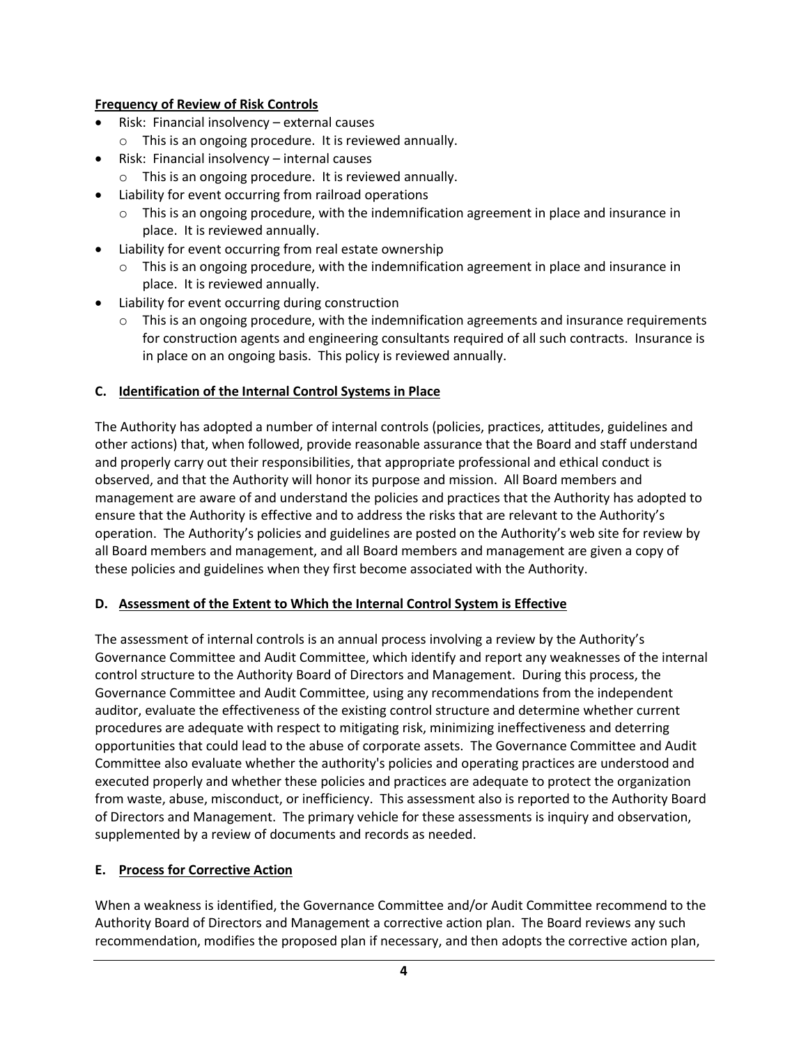**Frequency of Review of Risk Controls**

- Risk: Financial insolvency – external causes
  - This is an ongoing procedure. It is reviewed annually.
- Risk: Financial insolvency – internal causes
  - This is an ongoing procedure. It is reviewed annually.
- Liability for event occurring from railroad operations
  - This is an ongoing procedure, with the indemnification agreement in place and insurance in place. It is reviewed annually.
- Liability for event occurring from real estate ownership
  - This is an ongoing procedure, with the indemnification agreement in place and insurance in place. It is reviewed annually.
- Liability for event occurring during construction
  - This is an ongoing procedure, with the indemnification agreements and insurance requirements for construction agents and engineering consultants required of all such contracts. Insurance is in place on an ongoing basis. This policy is reviewed annually.

## C. Identification of the Internal Control Systems in Place

The Authority has adopted a number of internal controls (policies, practices, attitudes, guidelines and other actions) that, when followed, provide reasonable assurance that the Board and staff understand and properly carry out their responsibilities, that appropriate professional and ethical conduct is observed, and that the Authority will honor its purpose and mission. All Board members and management are aware of and understand the policies and practices that the Authority has adopted to ensure that the Authority is effective and to address the risks that are relevant to the Authority's operation. The Authority's policies and guidelines are posted on the Authority's web site for review by all Board members and management, and all Board members and management are given a copy of these policies and guidelines when they first become associated with the Authority.

## D. Assessment of the Extent to Which the Internal Control System is Effective

The assessment of internal controls is an annual process involving a review by the Authority's Governance Committee and Audit Committee, which identify and report any weaknesses of the internal control structure to the Authority Board of Directors and Management. During this process, the Governance Committee and Audit Committee, using any recommendations from the independent auditor, evaluate the effectiveness of the existing control structure and determine whether current procedures are adequate with respect to mitigating risk, minimizing ineffectiveness and deterring opportunities that could lead to the abuse of corporate assets. The Governance Committee and Audit Committee also evaluate whether the authority's policies and operating practices are understood and executed properly and whether these policies and practices are adequate to protect the organization from waste, abuse, misconduct, or inefficiency. This assessment also is reported to the Authority Board of Directors and Management. The primary vehicle for these assessments is inquiry and observation, supplemented by a review of documents and records as needed.

## E. Process for Corrective Action

When a weakness is identified, the Governance Committee and/or Audit Committee recommend to the Authority Board of Directors and Management a corrective action plan. The Board reviews any such recommendation, modifies the proposed plan if necessary, and then adopts the corrective action plan,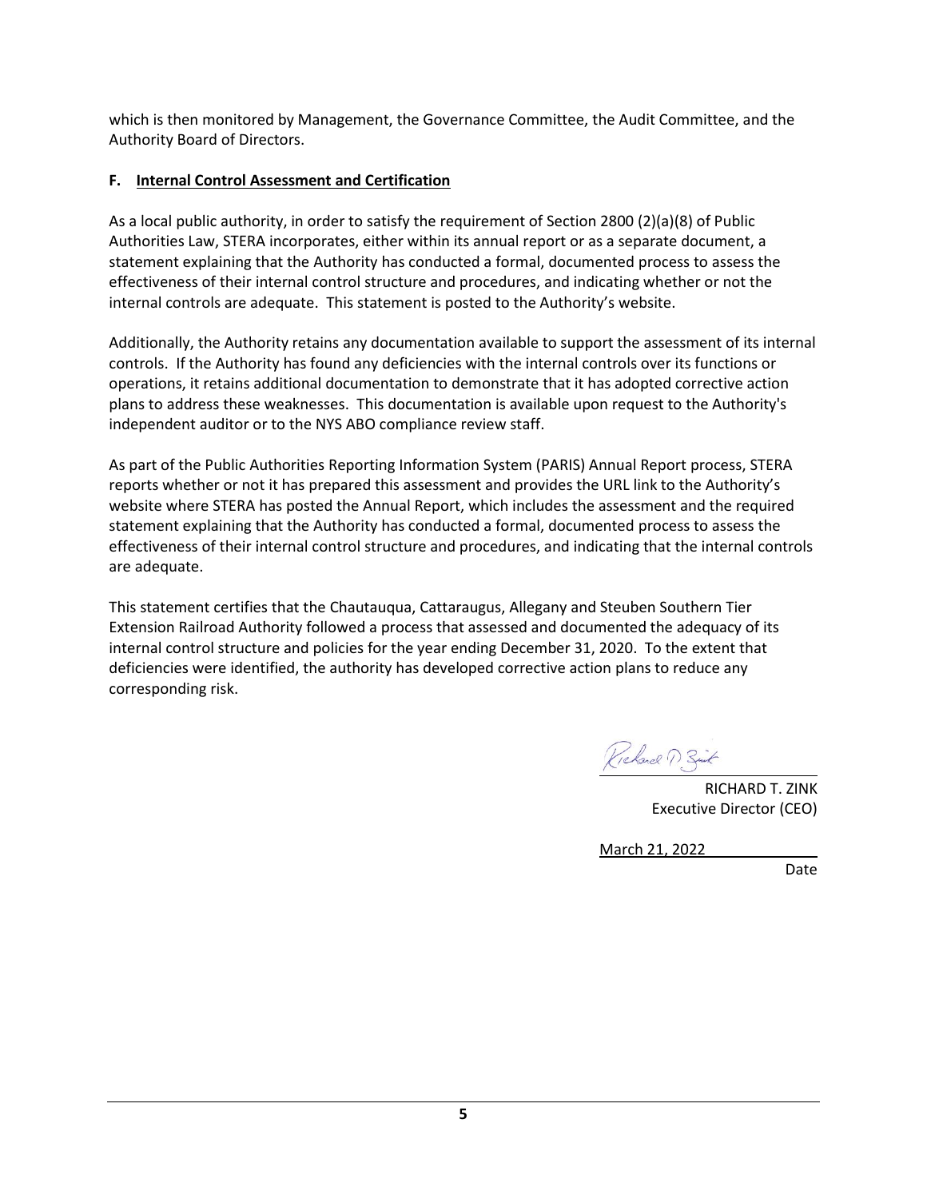which is then monitored by Management, the Governance Committee, the Audit Committee, and the Authority Board of Directors.

**F. Internal Control Assessment and Certification**

As a local public authority, in order to satisfy the requirement of Section 2800 (2)(a)(8) of Public Authorities Law, STERA incorporates, either within its annual report or as a separate document, a statement explaining that the Authority has conducted a formal, documented process to assess the effectiveness of their internal control structure and procedures, and indicating whether or not the internal controls are adequate. This statement is posted to the Authority's website.

Additionally, the Authority retains any documentation available to support the assessment of its internal controls. If the Authority has found any deficiencies with the internal controls over its functions or operations, it retains additional documentation to demonstrate that it has adopted corrective action plans to address these weaknesses. This documentation is available upon request to the Authority's independent auditor or to the NYS ABO compliance review staff.

As part of the Public Authorities Reporting Information System (PARIS) Annual Report process, STERA reports whether or not it has prepared this assessment and provides the URL link to the Authority's website where STERA has posted the Annual Report, which includes the assessment and the required statement explaining that the Authority has conducted a formal, documented process to assess the effectiveness of their internal control structure and procedures, and indicating that the internal controls are adequate.

This statement certifies that the Chautauqua, Cattaraugus, Allegany and Steuben Southern Tier Extension Railroad Authority followed a process that assessed and documented the adequacy of its internal control structure and policies for the year ending December 31, 2020. To the extent that deficiencies were identified, the authority has developed corrective action plans to reduce any corresponding risk.

Richard T. Zink

RICHARD T. ZINK
Executive Director (CEO)

March 21, 2022
Date